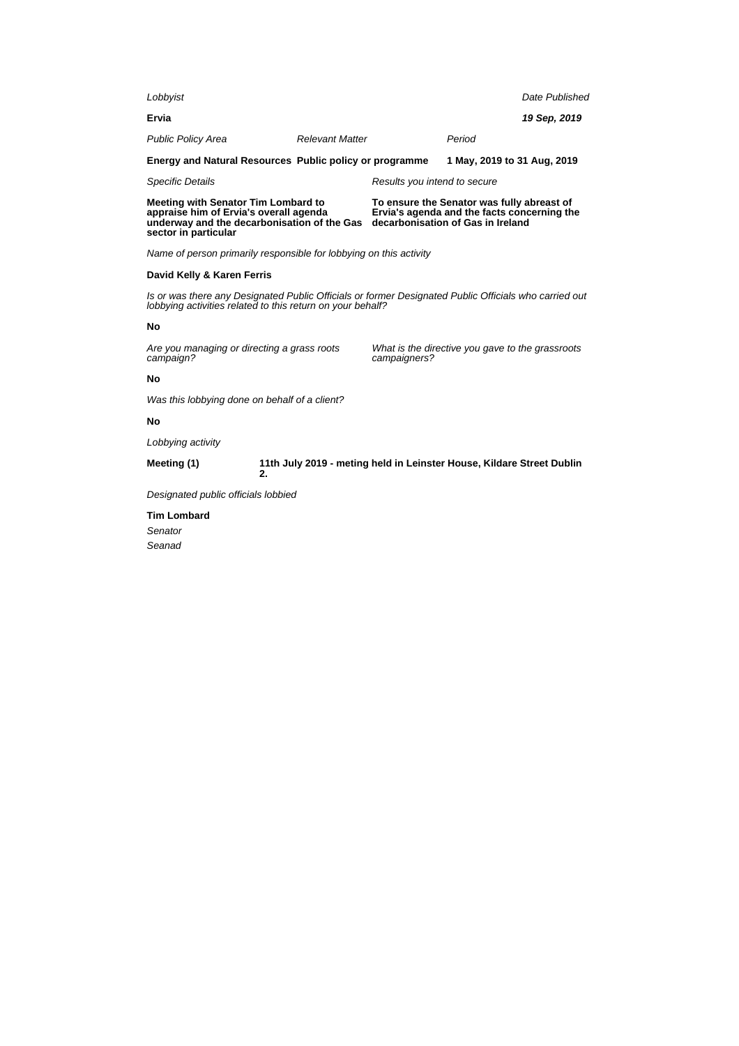*Lobbyist* | *Date Published*

**Ervia** | ***19 Sep, 2019***

| *Public Policy Area* | *Relevant Matter* | *Period* |
|---|---|---|
| **Energy and Natural Resources** | **Public policy or programme** | **1 May, 2019 to 31 Aug, 2019** |

| *Specific Details* | *Results you intend to secure* |
|---|---|
| **Meeting with Senator Tim Lombard to appraise him of Ervia's overall agenda underway and the decarbonisation of the Gas sector in particular** | **To ensure the Senator was fully abreast of Ervia's agenda and the facts concerning the decarbonisation of Gas in Ireland** |

*Name of person primarily responsible for lobbying on this activity*

**David Kelly & Karen Ferris**

*Is or was there any Designated Public Officials or former Designated Public Officials who carried out lobbying activities related to this return on your behalf?*

**No**

*Are you managing or directing a grass roots campaign?*

**No**

*What is the directive you gave to the grassroots campaigners?*

*Was this lobbying done on behalf of a client?*

**No**

*Lobbying activity*

**Meeting (1)** — **11th July 2019 - meting held in Leinster House, Kildare Street Dublin 2.**

*Designated public officials lobbied*

**Tim Lombard**

*Senator*

*Seanad*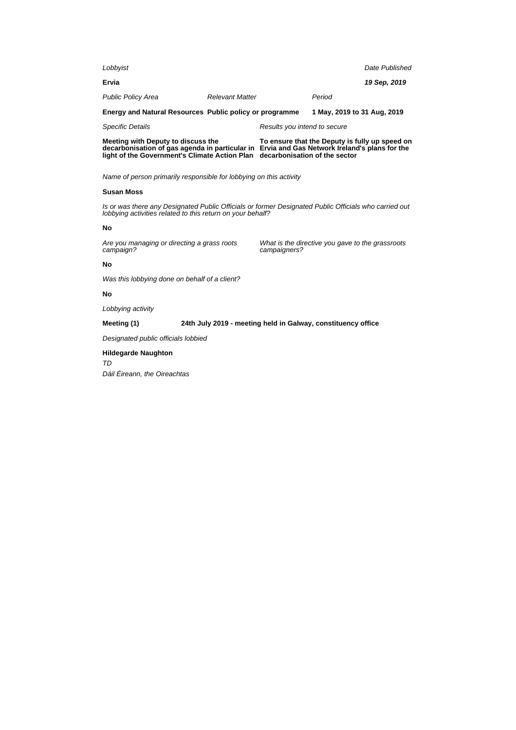*Lobbyist*

**Ervia**

*Date Published*

***19 Sep, 2019***

| *Public Policy Area* | *Relevant Matter* | *Period* |
|---|---|---|
| **Energy and Natural Resources** | **Public policy or programme** | **1 May, 2019 to 31 Aug, 2019** |

| *Specific Details* | *Results you intend to secure* |
|---|---|
| **Meeting with Deputy to discuss the decarbonisation of gas agenda in particular in light of the Government's Climate Action Plan** | **To ensure that the Deputy is fully up speed on Ervia and Gas Network Ireland's plans for the decarbonisation of the sector** |

*Name of person primarily responsible for lobbying on this activity*

**Susan Moss**

*Is or was there any Designated Public Officials or former Designated Public Officials who carried out lobbying activities related to this return on your behalf?*

**No**

| *Are you managing or directing a grass roots campaign?* | *What is the directive you gave to the grassroots campaigners?* |
|---|---|
| **No** | |

*Was this lobbying done on behalf of a client?*

**No**

*Lobbying activity*

**Meeting (1)** **24th July 2019 - meeting held in Galway, constituency office**

*Designated public officials lobbied*

**Hildegarde Naughton**

*TD*

*Dáil Éireann, the Oireachtas*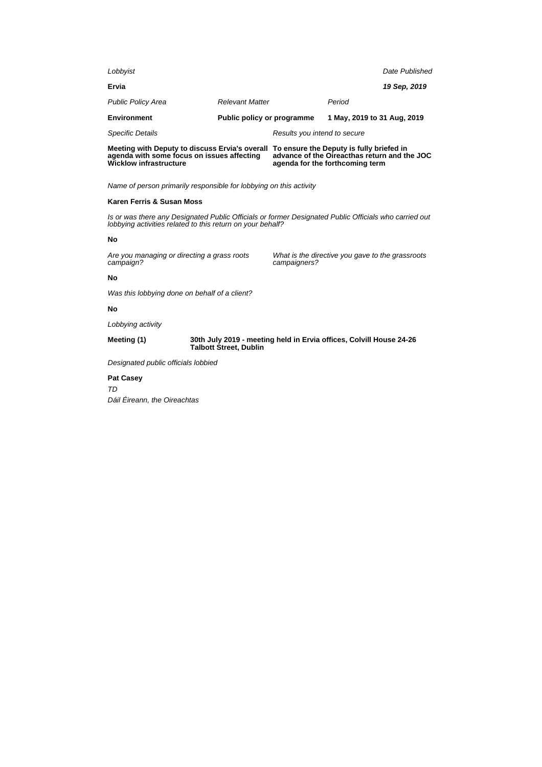*Lobbyist*

**Ervia**

*Date Published*

***19 Sep, 2019***

| *Public Policy Area* | *Relevant Matter* | *Period* |
|---|---|---|
| **Environment** | **Public policy or programme** | **1 May, 2019 to 31 Aug, 2019** |

| *Specific Details* | *Results you intend to secure* |
|---|---|
| **Meeting with Deputy to discuss Ervia's overall agenda with some focus on issues affecting Wicklow infrastructure** | **To ensure the Deputy is fully briefed in advance of the Oireacthas return and the JOC agenda for the forthcoming term** |

*Name of person primarily responsible for lobbying on this activity*

**Karen Ferris & Susan Moss**

*Is or was there any Designated Public Officials or former Designated Public Officials who carried out lobbying activities related to this return on your behalf?*

**No**

*Are you managing or directing a grass roots campaign?*

*What is the directive you gave to the grassroots campaigners?*

**No**

*Was this lobbying done on behalf of a client?*

**No**

*Lobbying activity*

**Meeting (1)** **30th July 2019 - meeting held in Ervia offices, Colvill House 24-26 Talbott Street, Dublin**

*Designated public officials lobbied*

**Pat Casey**

*TD*

*Dáil Éireann, the Oireachtas*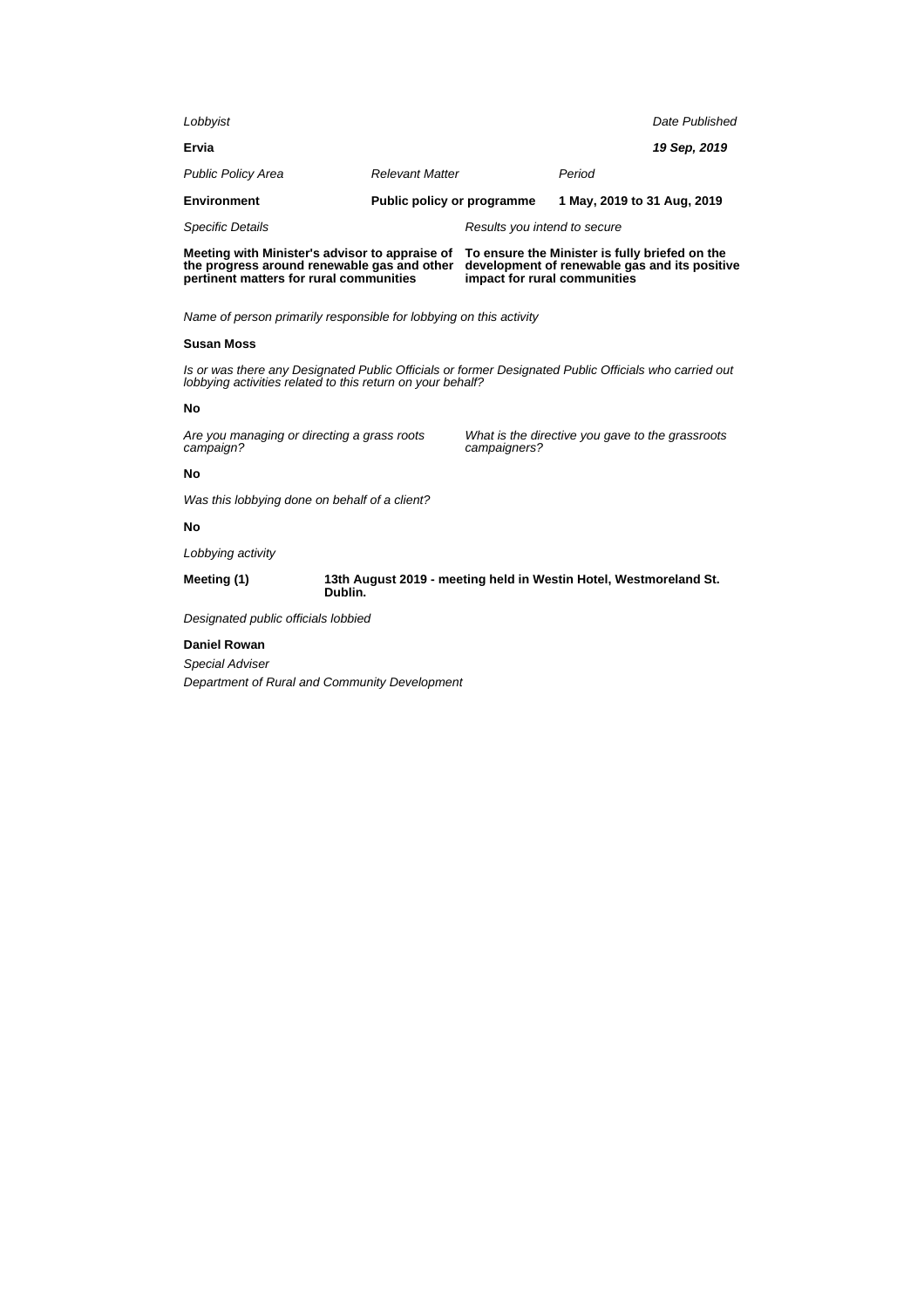*Lobbyist*

**Ervia**

*Date Published*

***19 Sep, 2019***

| *Public Policy Area* | *Relevant Matter* | *Period* |
|---|---|---|
| **Environment** | **Public policy or programme** | **1 May, 2019 to 31 Aug, 2019** |

| *Specific Details* | *Results you intend to secure* |
|---|---|
| **Meeting with Minister's advisor to appraise of the progress around renewable gas and other pertinent matters for rural communities** | **To ensure the Minister is fully briefed on the development of renewable gas and its positive impact for rural communities** |

*Name of person primarily responsible for lobbying on this activity*

**Susan Moss**

*Is or was there any Designated Public Officials or former Designated Public Officials who carried out lobbying activities related to this return on your behalf?*

**No**

*Are you managing or directing a grass roots campaign?*

**No**

*What is the directive you gave to the grassroots campaigners?*

*Was this lobbying done on behalf of a client?*

**No**

*Lobbying activity*

**Meeting (1)** **13th August 2019 - meeting held in Westin Hotel, Westmoreland St. Dublin.**

*Designated public officials lobbied*

**Daniel Rowan**

*Special Adviser*

*Department of Rural and Community Development*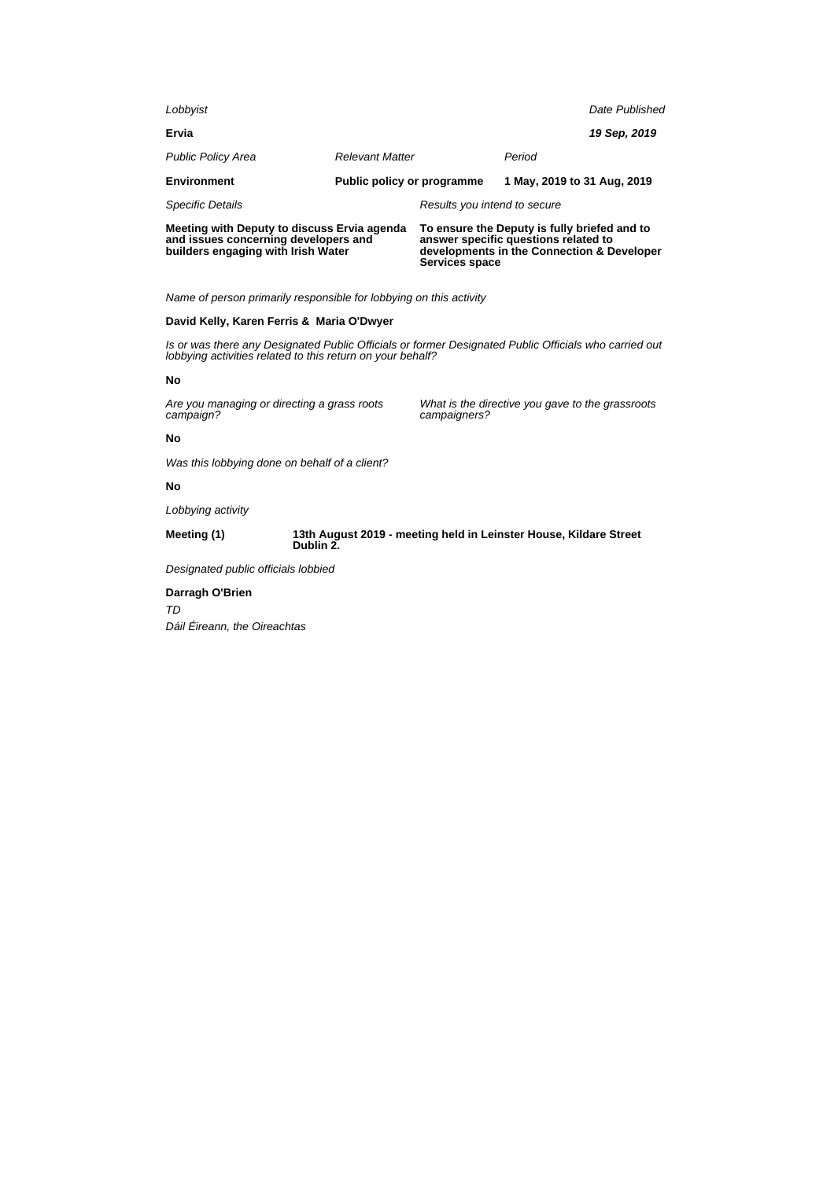*Lobbyist* | *Date Published*

**Ervia** | ***19 Sep, 2019***

| *Public Policy Area* | *Relevant Matter* | *Period* |
|---|---|---|
| **Environment** | **Public policy or programme** | **1 May, 2019 to 31 Aug, 2019** |

| *Specific Details* | *Results you intend to secure* |
|---|---|
| **Meeting with Deputy to discuss Ervia agenda and issues concerning developers and builders engaging with Irish Water** | **To ensure the Deputy is fully briefed and to answer specific questions related to developments in the Connection & Developer Services space** |

*Name of person primarily responsible for lobbying on this activity*

**David Kelly, Karen Ferris & Maria O'Dwyer**

*Is or was there any Designated Public Officials or former Designated Public Officials who carried out lobbying activities related to this return on your behalf?*

**No**

*Are you managing or directing a grass roots campaign?*

*What is the directive you gave to the grassroots campaigners?*

**No**

*Was this lobbying done on behalf of a client?*

**No**

*Lobbying activity*

**Meeting (1)** — **13th August 2019 - meeting held in Leinster House, Kildare Street Dublin 2.**

*Designated public officials lobbied*

**Darragh O'Brien**

*TD*

*Dáil Éireann, the Oireachtas*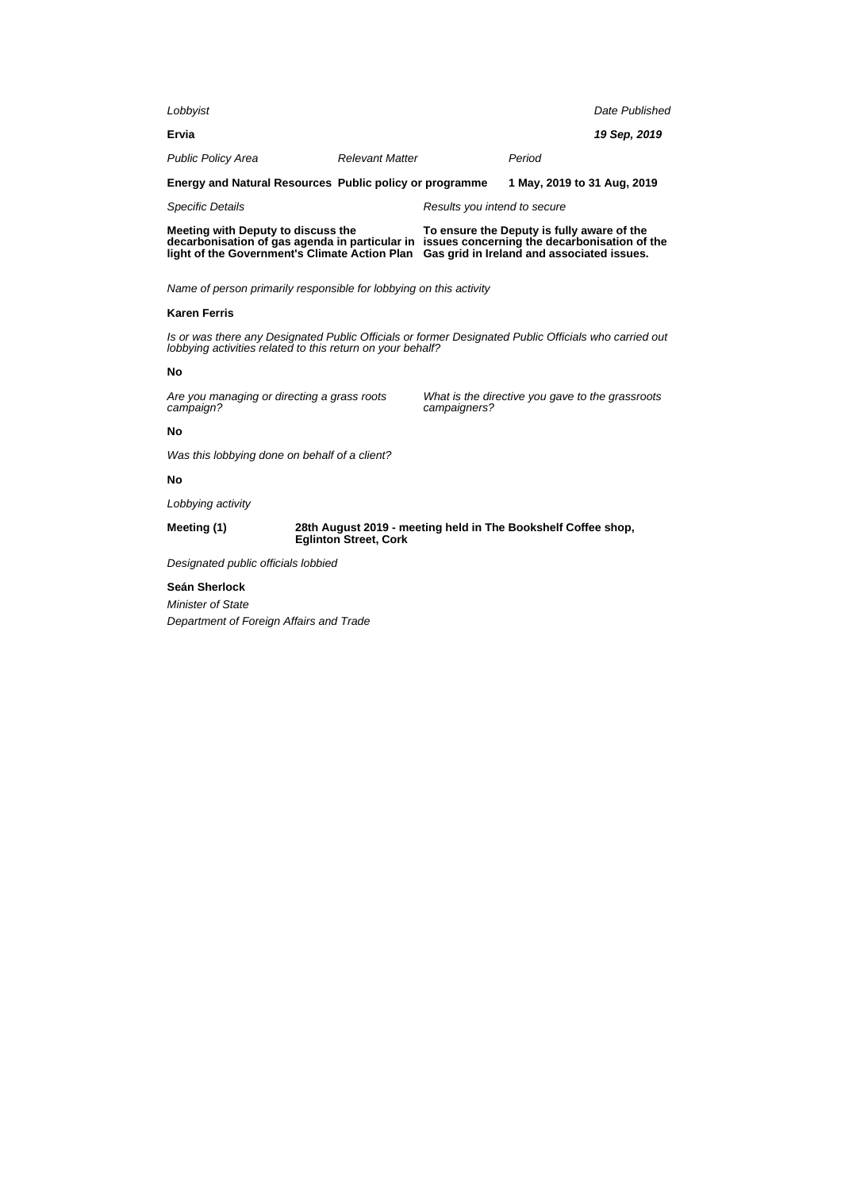*Lobbyist*

**Ervia**

*Date Published*

***19 Sep, 2019***

| *Public Policy Area* | *Relevant Matter* | *Period* |
|---|---|---|
| **Energy and Natural Resources** | **Public policy or programme** | **1 May, 2019 to 31 Aug, 2019** |

| *Specific Details* | *Results you intend to secure* |
|---|---|
| **Meeting with Deputy to discuss the decarbonisation of gas agenda in particular in light of the Government's Climate Action Plan** | **To ensure the Deputy is fully aware of the issues concerning the decarbonisation of the Gas grid in Ireland and associated issues.** |

*Name of person primarily responsible for lobbying on this activity*

**Karen Ferris**

*Is or was there any Designated Public Officials or former Designated Public Officials who carried out lobbying activities related to this return on your behalf?*

**No**

*Are you managing or directing a grass roots campaign?*

**No**

*What is the directive you gave to the grassroots campaigners?*

*Was this lobbying done on behalf of a client?*

**No**

*Lobbying activity*

**Meeting (1)** **28th August 2019 - meeting held in The Bookshelf Coffee shop, Eglinton Street, Cork**

*Designated public officials lobbied*

**Seán Sherlock**

*Minister of State*

*Department of Foreign Affairs and Trade*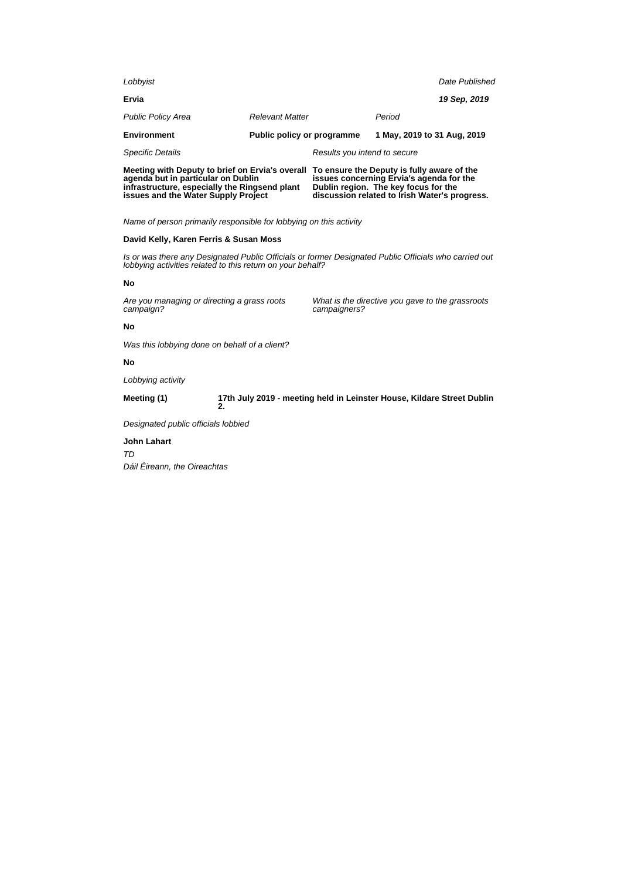*Lobbyist*

**Ervia**

*Date Published*

***19 Sep, 2019***

| *Public Policy Area* | *Relevant Matter* | *Period* |
|---|---|---|
| **Environment** | **Public policy or programme** | **1 May, 2019 to 31 Aug, 2019** |

| *Specific Details* | *Results you intend to secure* |
|---|---|
| **Meeting with Deputy to brief on Ervia's overall agenda but in particular on Dublin infrastructure, especially the Ringsend plant issues and the Water Supply Project** | **To ensure the Deputy is fully aware of the issues concerning Ervia's agenda for the Dublin region. The key focus for the discussion related to Irish Water's progress.** |

*Name of person primarily responsible for lobbying on this activity*

**David Kelly, Karen Ferris & Susan Moss**

*Is or was there any Designated Public Officials or former Designated Public Officials who carried out lobbying activities related to this return on your behalf?*

**No**

*Are you managing or directing a grass roots campaign?*

*What is the directive you gave to the grassroots campaigners?*

**No**

*Was this lobbying done on behalf of a client?*

**No**

*Lobbying activity*

**Meeting (1)** **17th July 2019 - meeting held in Leinster House, Kildare Street Dublin 2.**

*Designated public officials lobbied*

**John Lahart**

*TD*

*Dáil Éireann, the Oireachtas*